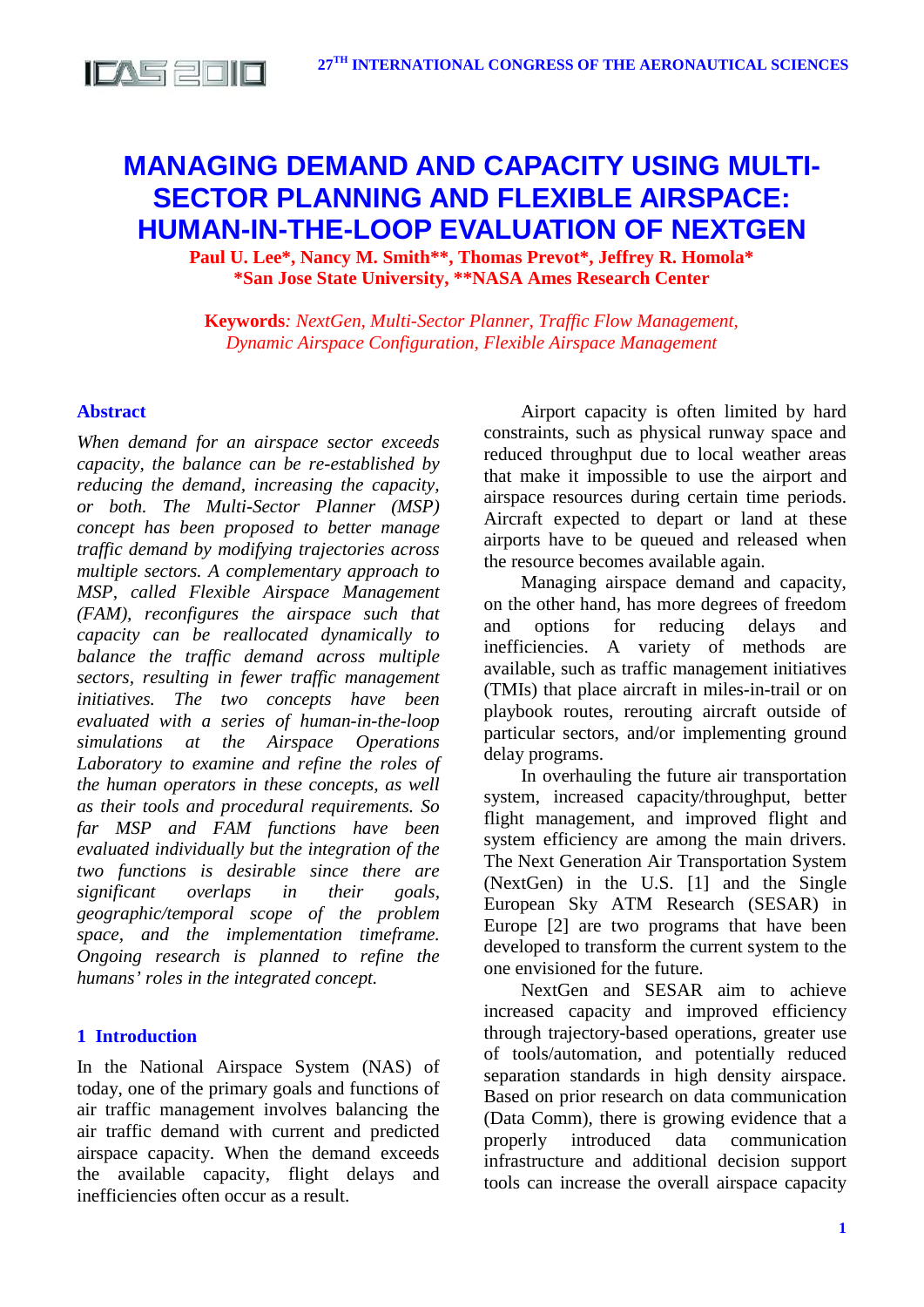# MANAGING DEMAND AND CAPACITY USING MULTI-SECTOR PLANNING AND FLEXIBLE AIRSPACE: HUMAN-IN-THE-LOOP EVALUATION OF NEXTGEN

**Paul U. Lee\*, Nancy M. Smith\*\*, Thomas Prevot\*, Jeffrey R. Homola\***
**\*San Jose State University, \*\*NASA Ames Research Center**

**Keywords**: *NextGen, Multi-Sector Planner, Traffic Flow Management, Dynamic Airspace Configuration, Flexible Airspace Management*

## Abstract

*When demand for an airspace sector exceeds capacity, the balance can be re-established by reducing the demand, increasing the capacity, or both. The Multi-Sector Planner (MSP) concept has been proposed to better manage traffic demand by modifying trajectories across multiple sectors. A complementary approach to MSP, called Flexible Airspace Management (FAM), reconfigures the airspace such that capacity can be reallocated dynamically to balance the traffic demand across multiple sectors, resulting in fewer traffic management initiatives. The two concepts have been evaluated with a series of human-in-the-loop simulations at the Airspace Operations Laboratory to examine and refine the roles of the human operators in these concepts, as well as their tools and procedural requirements. So far MSP and FAM functions have been evaluated individually but the integration of the two functions is desirable since there are significant overlaps in their goals, geographic/temporal scope of the problem space, and the implementation timeframe. Ongoing research is planned to refine the humans' roles in the integrated concept.*

## 1 Introduction

In the National Airspace System (NAS) of today, one of the primary goals and functions of air traffic management involves balancing the air traffic demand with current and predicted airspace capacity. When the demand exceeds the available capacity, flight delays and inefficiencies often occur as a result.

Airport capacity is often limited by hard constraints, such as physical runway space and reduced throughput due to local weather areas that make it impossible to use the airport and airspace resources during certain time periods. Aircraft expected to depart or land at these airports have to be queued and released when the resource becomes available again.

Managing airspace demand and capacity, on the other hand, has more degrees of freedom and options for reducing delays and inefficiencies. A variety of methods are available, such as traffic management initiatives (TMIs) that place aircraft in miles-in-trail or on playbook routes, rerouting aircraft outside of particular sectors, and/or implementing ground delay programs.

In overhauling the future air transportation system, increased capacity/throughput, better flight management, and improved flight and system efficiency are among the main drivers. The Next Generation Air Transportation System (NextGen) in the U.S. [1] and the Single European Sky ATM Research (SESAR) in Europe [2] are two programs that have been developed to transform the current system to the one envisioned for the future.

NextGen and SESAR aim to achieve increased capacity and improved efficiency through trajectory-based operations, greater use of tools/automation, and potentially reduced separation standards in high density airspace. Based on prior research on data communication (Data Comm), there is growing evidence that a properly introduced data communication infrastructure and additional decision support tools can increase the overall airspace capacity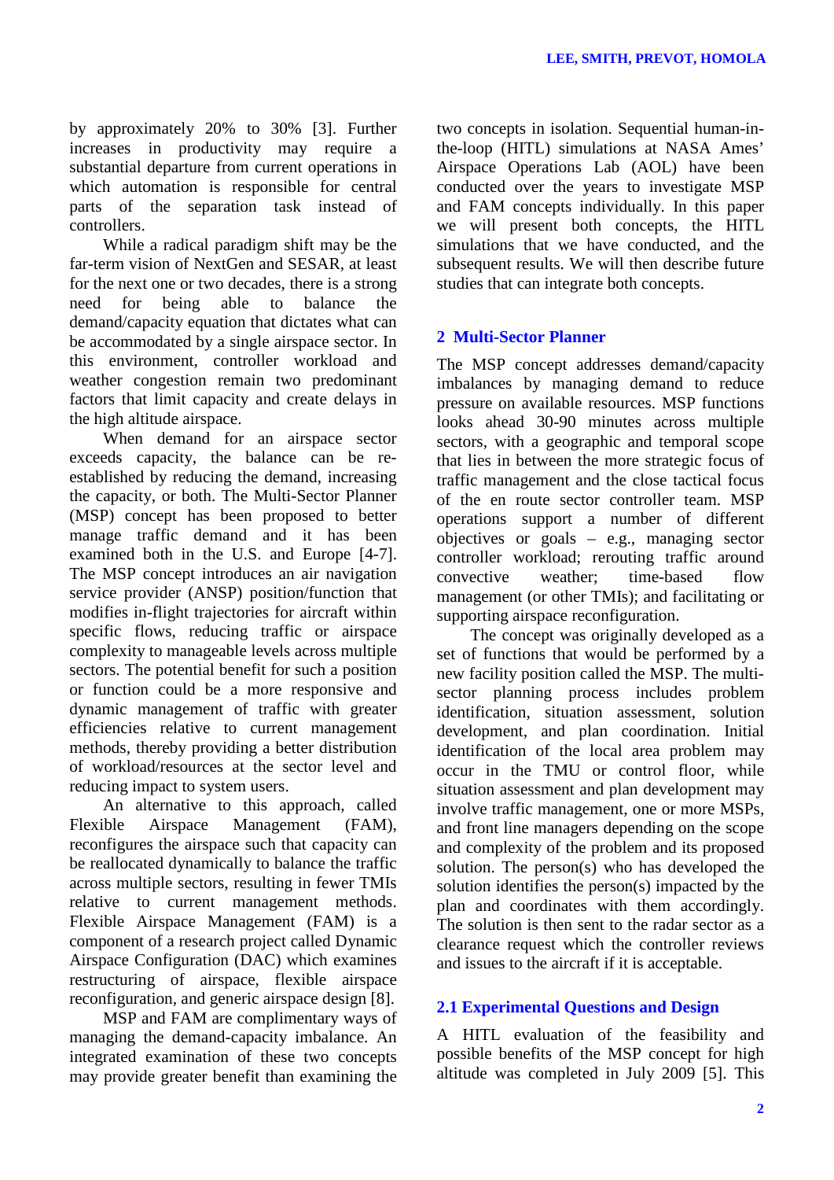by approximately 20% to 30% [3]. Further increases in productivity may require a substantial departure from current operations in which automation is responsible for central parts of the separation task instead of controllers.

While a radical paradigm shift may be the far-term vision of NextGen and SESAR, at least for the next one or two decades, there is a strong need for being able to balance the demand/capacity equation that dictates what can be accommodated by a single airspace sector. In this environment, controller workload and weather congestion remain two predominant factors that limit capacity and create delays in the high altitude airspace.

When demand for an airspace sector exceeds capacity, the balance can be re-established by reducing the demand, increasing the capacity, or both. The Multi-Sector Planner (MSP) concept has been proposed to better manage traffic demand and it has been examined both in the U.S. and Europe [4-7]. The MSP concept introduces an air navigation service provider (ANSP) position/function that modifies in-flight trajectories for aircraft within specific flows, reducing traffic or airspace complexity to manageable levels across multiple sectors. The potential benefit for such a position or function could be a more responsive and dynamic management of traffic with greater efficiencies relative to current management methods, thereby providing a better distribution of workload/resources at the sector level and reducing impact to system users.

An alternative to this approach, called Flexible Airspace Management (FAM), reconfigures the airspace such that capacity can be reallocated dynamically to balance the traffic across multiple sectors, resulting in fewer TMIs relative to current management methods. Flexible Airspace Management (FAM) is a component of a research project called Dynamic Airspace Configuration (DAC) which examines restructuring of airspace, flexible airspace reconfiguration, and generic airspace design [8].

MSP and FAM are complimentary ways of managing the demand-capacity imbalance. An integrated examination of these two concepts may provide greater benefit than examining the two concepts in isolation. Sequential human-in-the-loop (HITL) simulations at NASA Ames' Airspace Operations Lab (AOL) have been conducted over the years to investigate MSP and FAM concepts individually. In this paper we will present both concepts, the HITL simulations that we have conducted, and the subsequent results. We will then describe future studies that can integrate both concepts.

## 2 Multi-Sector Planner

The MSP concept addresses demand/capacity imbalances by managing demand to reduce pressure on available resources. MSP functions looks ahead 30-90 minutes across multiple sectors, with a geographic and temporal scope that lies in between the more strategic focus of traffic management and the close tactical focus of the en route sector controller team. MSP operations support a number of different objectives or goals – e.g., managing sector controller workload; rerouting traffic around convective weather; time-based flow management (or other TMIs); and facilitating or supporting airspace reconfiguration.

The concept was originally developed as a set of functions that would be performed by a new facility position called the MSP. The multi-sector planning process includes problem identification, situation assessment, solution development, and plan coordination. Initial identification of the local area problem may occur in the TMU or control floor, while situation assessment and plan development may involve traffic management, one or more MSPs, and front line managers depending on the scope and complexity of the problem and its proposed solution. The person(s) who has developed the solution identifies the person(s) impacted by the plan and coordinates with them accordingly. The solution is then sent to the radar sector as a clearance request which the controller reviews and issues to the aircraft if it is acceptable.

### 2.1 Experimental Questions and Design

A HITL evaluation of the feasibility and possible benefits of the MSP concept for high altitude was completed in July 2009 [5]. This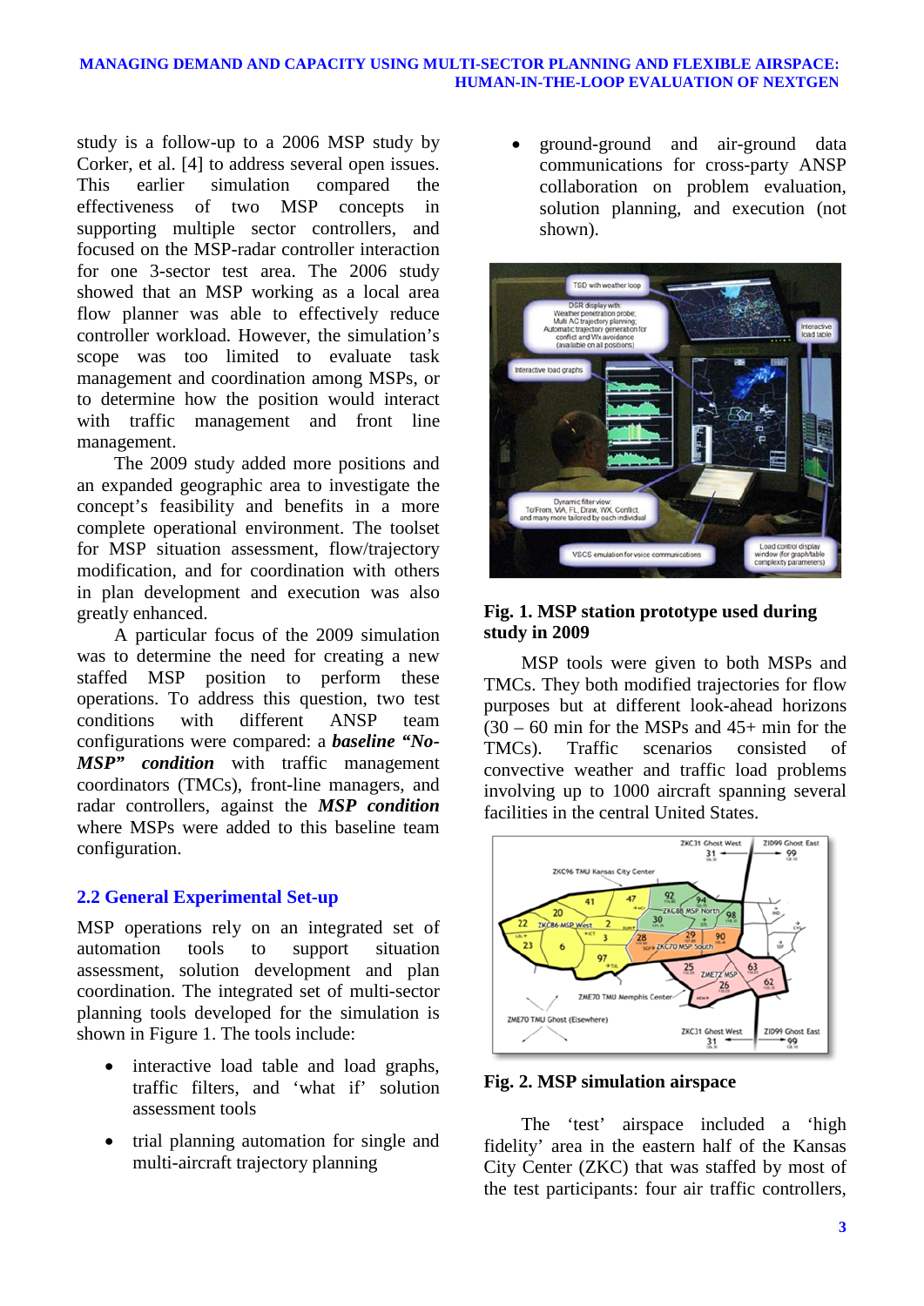study is a follow-up to a 2006 MSP study by Corker, et al. [4] to address several open issues. This earlier simulation compared the effectiveness of two MSP concepts in supporting multiple sector controllers, and focused on the MSP-radar controller interaction for one 3-sector test area. The 2006 study showed that an MSP working as a local area flow planner was able to effectively reduce controller workload. However, the simulation's scope was too limited to evaluate task management and coordination among MSPs, or to determine how the position would interact with traffic management and front line management.

The 2009 study added more positions and an expanded geographic area to investigate the concept's feasibility and benefits in a more complete operational environment. The toolset for MSP situation assessment, flow/trajectory modification, and for coordination with others in plan development and execution was also greatly enhanced.

A particular focus of the 2009 simulation was to determine the need for creating a new staffed MSP position to perform these operations. To address this question, two test conditions with different ANSP team configurations were compared: a ***baseline "No-MSP" condition*** with traffic management coordinators (TMCs), front-line managers, and radar controllers, against the ***MSP condition*** where MSPs were added to this baseline team configuration.

## 2.2 General Experimental Set-up

MSP operations rely on an integrated set of automation tools to support situation assessment, solution development and plan coordination. The integrated set of multi-sector planning tools developed for the simulation is shown in Figure 1. The tools include:

- interactive load table and load graphs, traffic filters, and 'what if' solution assessment tools
- trial planning automation for single and multi-aircraft trajectory planning
- ground-ground and air-ground data communications for cross-party ANSP collaboration on problem evaluation, solution planning, and execution (not shown).

**Fig. 1. MSP station prototype used during study in 2009**

MSP tools were given to both MSPs and TMCs. They both modified trajectories for flow purposes but at different look-ahead horizons (30 – 60 min for the MSPs and 45+ min for the TMCs). Traffic scenarios consisted of convective weather and traffic load problems involving up to 1000 aircraft spanning several facilities in the central United States.

**Fig. 2. MSP simulation airspace**

The 'test' airspace included a 'high fidelity' area in the eastern half of the Kansas City Center (ZKC) that was staffed by most of the test participants: four air traffic controllers,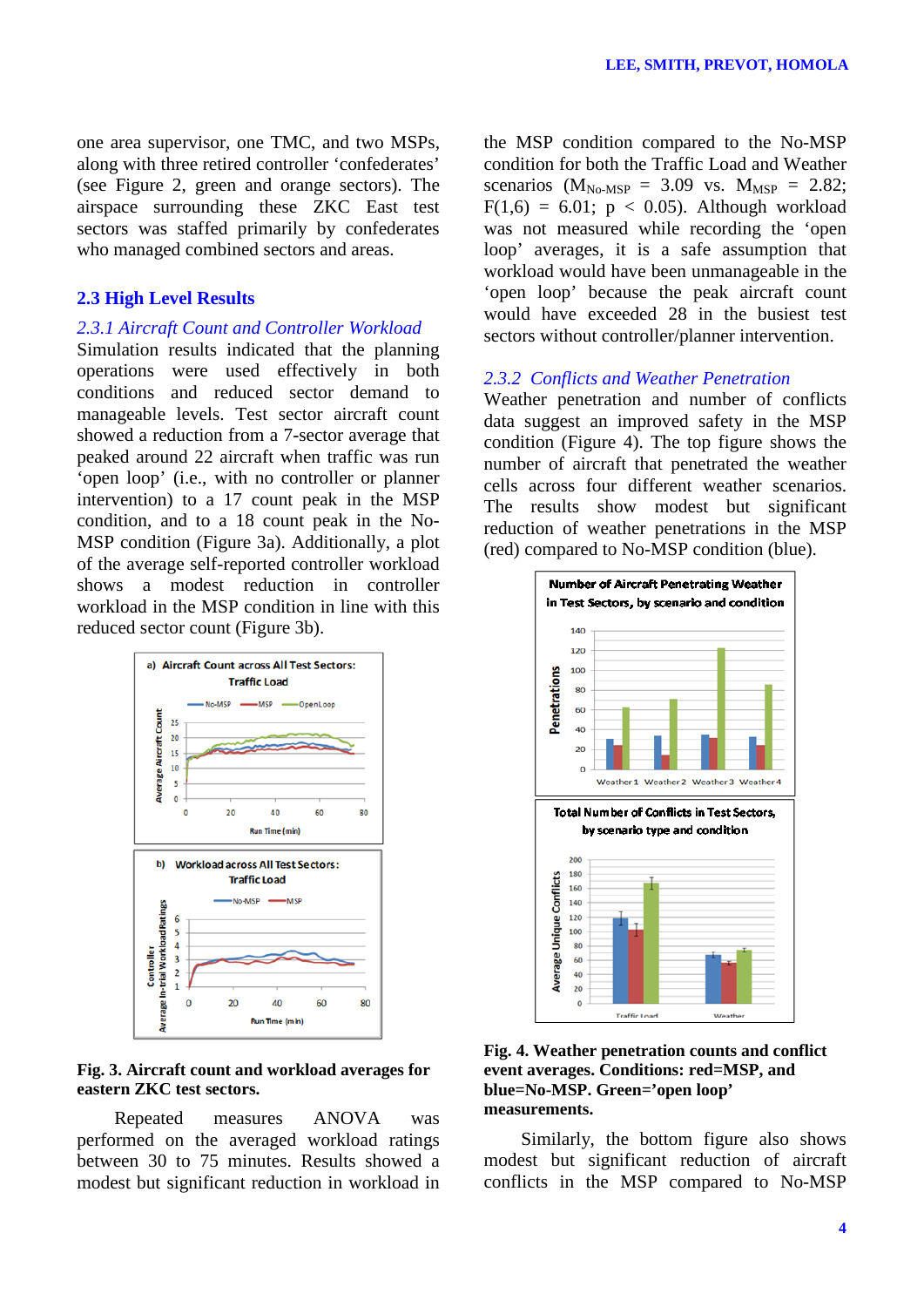one area supervisor, one TMC, and two MSPs, along with three retired controller 'confederates' (see Figure 2, green and orange sectors). The airspace surrounding these ZKC East test sectors was staffed primarily by confederates who managed combined sectors and areas.

## 2.3 High Level Results

### *2.3.1 Aircraft Count and Controller Workload*

Simulation results indicated that the planning operations were used effectively in both conditions and reduced sector demand to manageable levels. Test sector aircraft count showed a reduction from a 7-sector average that peaked around 22 aircraft when traffic was run 'open loop' (i.e., with no controller or planner intervention) to a 17 count peak in the MSP condition, and to a 18 count peak in the No-MSP condition (Figure 3a). Additionally, a plot of the average self-reported controller workload shows a modest reduction in controller workload in the MSP condition in line with this reduced sector count (Figure 3b).

**Fig. 3. Aircraft count and workload averages for eastern ZKC test sectors.**

Repeated measures ANOVA was performed on the averaged workload ratings between 30 to 75 minutes. Results showed a modest but significant reduction in workload in the MSP condition compared to the No-MSP condition for both the Traffic Load and Weather scenarios ($M_{No\text{-}MSP} = 3.09$ vs. $M_{MSP} = 2.82$; $F(1,6) = 6.01$; $p < 0.05$). Although workload was not measured while recording the 'open loop' averages, it is a safe assumption that workload would have been unmanageable in the 'open loop' because the peak aircraft count would have exceeded 28 in the busiest test sectors without controller/planner intervention.

### *2.3.2 Conflicts and Weather Penetration*

Weather penetration and number of conflicts data suggest an improved safety in the MSP condition (Figure 4). The top figure shows the number of aircraft that penetrated the weather cells across four different weather scenarios. The results show modest but significant reduction of weather penetrations in the MSP (red) compared to No-MSP condition (blue).

**Fig. 4. Weather penetration counts and conflict event averages. Conditions: red=MSP, and blue=No-MSP. Green='open loop' measurements.**

Similarly, the bottom figure also shows modest but significant reduction of aircraft conflicts in the MSP compared to No-MSP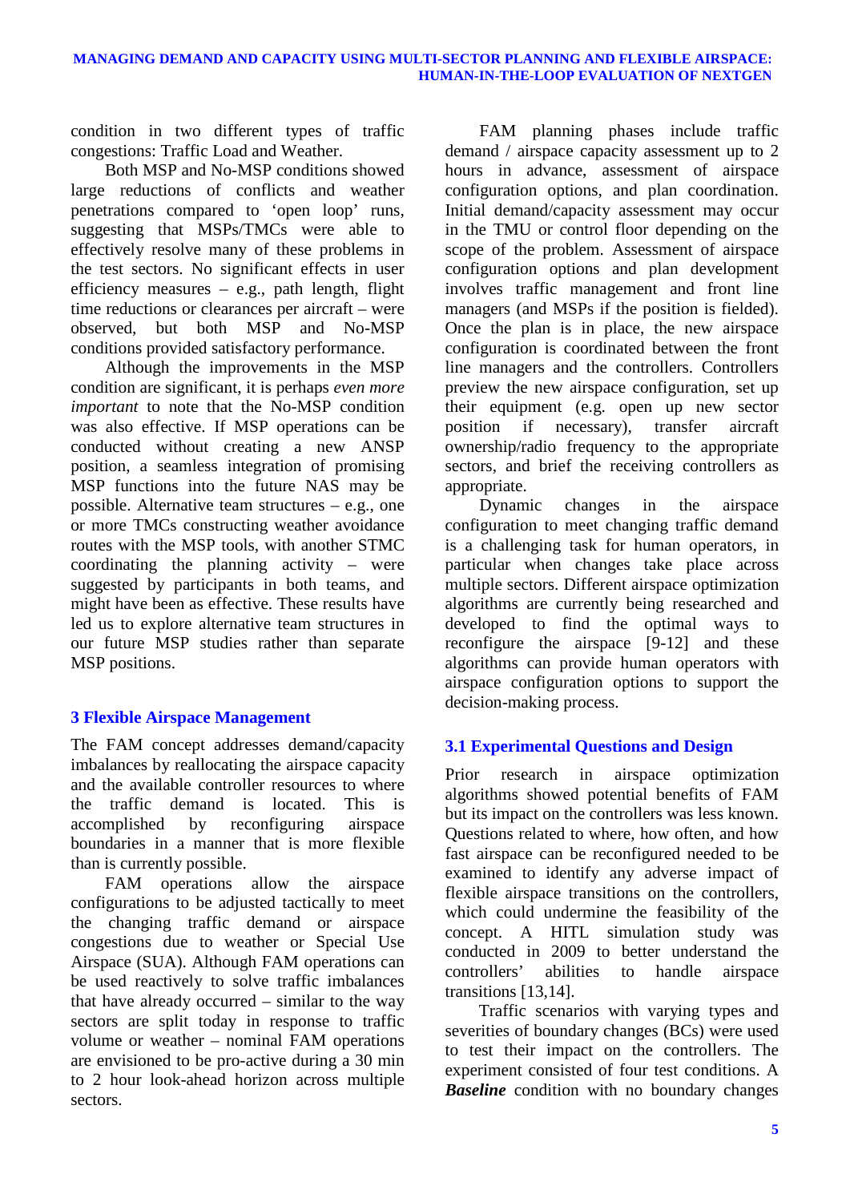condition in two different types of traffic congestions: Traffic Load and Weather.

Both MSP and No-MSP conditions showed large reductions of conflicts and weather penetrations compared to 'open loop' runs, suggesting that MSPs/TMCs were able to effectively resolve many of these problems in the test sectors. No significant effects in user efficiency measures – e.g., path length, flight time reductions or clearances per aircraft – were observed, but both MSP and No-MSP conditions provided satisfactory performance.

Although the improvements in the MSP condition are significant, it is perhaps *even more important* to note that the No-MSP condition was also effective. If MSP operations can be conducted without creating a new ANSP position, a seamless integration of promising MSP functions into the future NAS may be possible. Alternative team structures – e.g., one or more TMCs constructing weather avoidance routes with the MSP tools, with another STMC coordinating the planning activity – were suggested by participants in both teams, and might have been as effective. These results have led us to explore alternative team structures in our future MSP studies rather than separate MSP positions.

## 3 Flexible Airspace Management

The FAM concept addresses demand/capacity imbalances by reallocating the airspace capacity and the available controller resources to where the traffic demand is located. This is accomplished by reconfiguring airspace boundaries in a manner that is more flexible than is currently possible.

FAM operations allow the airspace configurations to be adjusted tactically to meet the changing traffic demand or airspace congestions due to weather or Special Use Airspace (SUA). Although FAM operations can be used reactively to solve traffic imbalances that have already occurred – similar to the way sectors are split today in response to traffic volume or weather – nominal FAM operations are envisioned to be pro-active during a 30 min to 2 hour look-ahead horizon across multiple sectors.

FAM planning phases include traffic demand / airspace capacity assessment up to 2 hours in advance, assessment of airspace configuration options, and plan coordination. Initial demand/capacity assessment may occur in the TMU or control floor depending on the scope of the problem. Assessment of airspace configuration options and plan development involves traffic management and front line managers (and MSPs if the position is fielded). Once the plan is in place, the new airspace configuration is coordinated between the front line managers and the controllers. Controllers preview the new airspace configuration, set up their equipment (e.g. open up new sector position if necessary), transfer aircraft ownership/radio frequency to the appropriate sectors, and brief the receiving controllers as appropriate.

Dynamic changes in the airspace configuration to meet changing traffic demand is a challenging task for human operators, in particular when changes take place across multiple sectors. Different airspace optimization algorithms are currently being researched and developed to find the optimal ways to reconfigure the airspace [9-12] and these algorithms can provide human operators with airspace configuration options to support the decision-making process.

### 3.1 Experimental Questions and Design

Prior research in airspace optimization algorithms showed potential benefits of FAM but its impact on the controllers was less known. Questions related to where, how often, and how fast airspace can be reconfigured needed to be examined to identify any adverse impact of flexible airspace transitions on the controllers, which could undermine the feasibility of the concept. A HITL simulation study was conducted in 2009 to better understand the controllers' abilities to handle airspace transitions [13,14].

Traffic scenarios with varying types and severities of boundary changes (BCs) were used to test their impact on the controllers. The experiment consisted of four test conditions. A ***Baseline*** condition with no boundary changes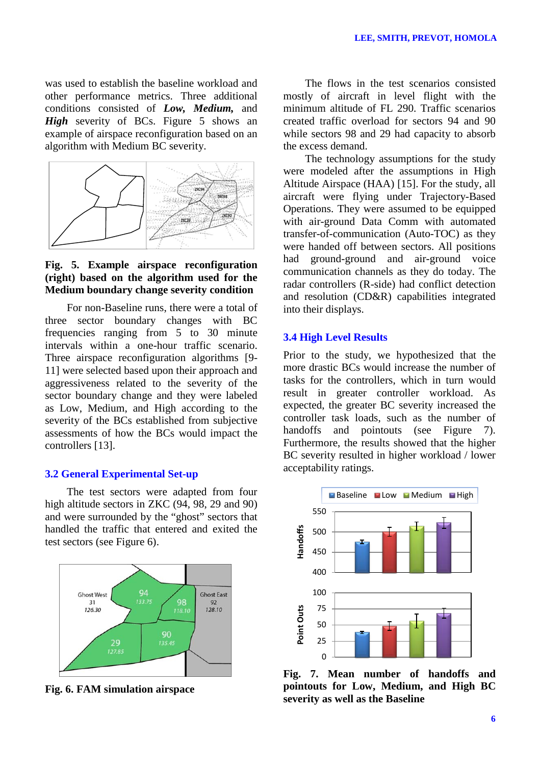was used to establish the baseline workload and other performance metrics. Three additional conditions consisted of ***Low***, ***Medium***, and ***High*** severity of BCs. Figure 5 shows an example of airspace reconfiguration based on an algorithm with Medium BC severity.

**Fig. 5. Example airspace reconfiguration (right) based on the algorithm used for the Medium boundary change severity condition**

For non-Baseline runs, there were a total of three sector boundary changes with BC frequencies ranging from 5 to 30 minute intervals within a one-hour traffic scenario. Three airspace reconfiguration algorithms [9-11] were selected based upon their approach and aggressiveness related to the severity of the sector boundary change and they were labeled as Low, Medium, and High according to the severity of the BCs established from subjective assessments of how the BCs would impact the controllers [13].

### 3.2 General Experimental Set-up

The test sectors were adapted from four high altitude sectors in ZKC (94, 98, 29 and 90) and were surrounded by the "ghost" sectors that handled the traffic that entered and exited the test sectors (see Figure 6).

**Fig. 6. FAM simulation airspace**

The flows in the test scenarios consisted mostly of aircraft in level flight with the minimum altitude of FL 290. Traffic scenarios created traffic overload for sectors 94 and 90 while sectors 98 and 29 had capacity to absorb the excess demand.

The technology assumptions for the study were modeled after the assumptions in High Altitude Airspace (HAA) [15]. For the study, all aircraft were flying under Trajectory-Based Operations. They were assumed to be equipped with air-ground Data Comm with automated transfer-of-communication (Auto-TOC) as they were handed off between sectors. All positions had ground-ground and air-ground voice communication channels as they do today. The radar controllers (R-side) had conflict detection and resolution (CD&R) capabilities integrated into their displays.

### 3.4 High Level Results

Prior to the study, we hypothesized that the more drastic BCs would increase the number of tasks for the controllers, which in turn would result in greater controller workload. As expected, the greater BC severity increased the controller task loads, such as the number of handoffs and pointouts (see Figure 7). Furthermore, the results showed that the higher BC severity resulted in higher workload / lower acceptability ratings.

**Fig. 7. Mean number of handoffs and pointouts for Low, Medium, and High BC severity as well as the Baseline**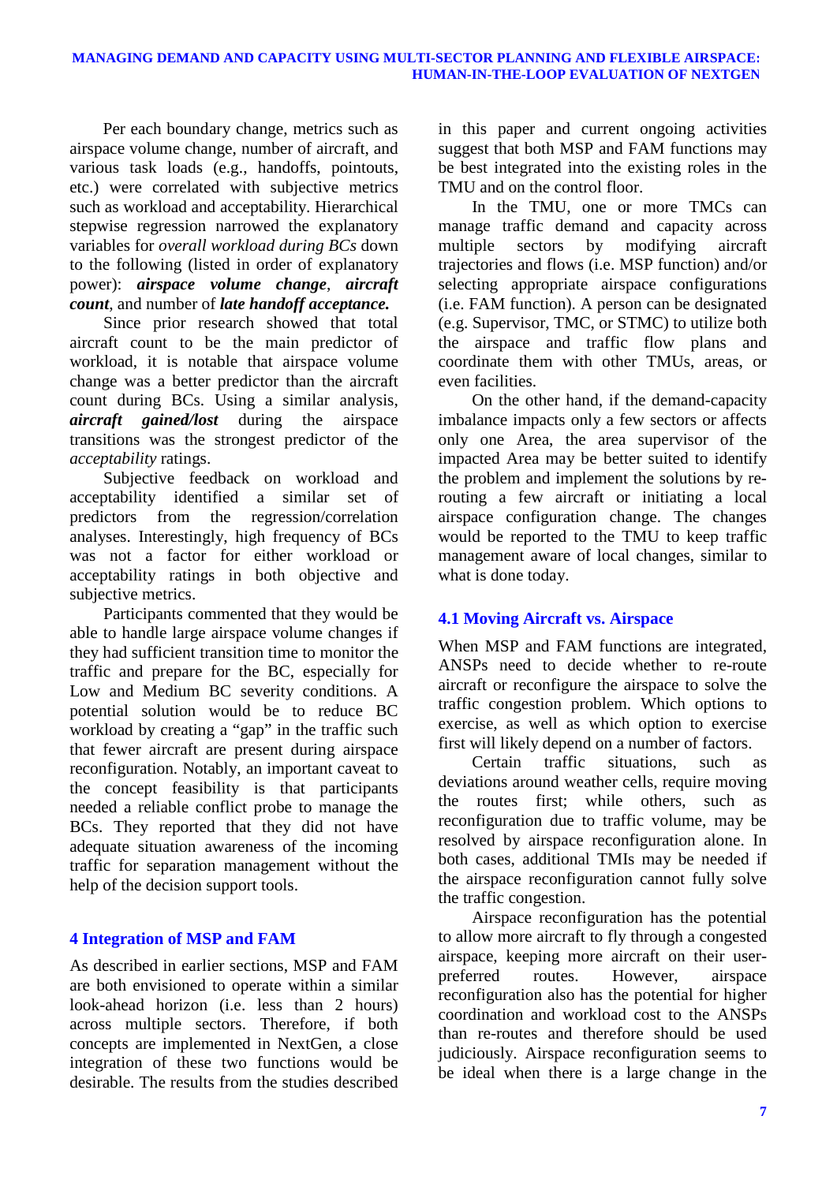Per each boundary change, metrics such as airspace volume change, number of aircraft, and various task loads (e.g., handoffs, pointouts, etc.) were correlated with subjective metrics such as workload and acceptability. Hierarchical stepwise regression narrowed the explanatory variables for *overall workload during BCs* down to the following (listed in order of explanatory power): ***airspace volume change***, ***aircraft count***, and number of ***late handoff acceptance.***

Since prior research showed that total aircraft count to be the main predictor of workload, it is notable that airspace volume change was a better predictor than the aircraft count during BCs. Using a similar analysis, ***aircraft gained/lost*** during the airspace transitions was the strongest predictor of the *acceptability* ratings.

Subjective feedback on workload and acceptability identified a similar set of predictors from the regression/correlation analyses. Interestingly, high frequency of BCs was not a factor for either workload or acceptability ratings in both objective and subjective metrics.

Participants commented that they would be able to handle large airspace volume changes if they had sufficient transition time to monitor the traffic and prepare for the BC, especially for Low and Medium BC severity conditions. A potential solution would be to reduce BC workload by creating a "gap" in the traffic such that fewer aircraft are present during airspace reconfiguration. Notably, an important caveat to the concept feasibility is that participants needed a reliable conflict probe to manage the BCs. They reported that they did not have adequate situation awareness of the incoming traffic for separation management without the help of the decision support tools.

## 4 Integration of MSP and FAM

As described in earlier sections, MSP and FAM are both envisioned to operate within a similar look-ahead horizon (i.e. less than 2 hours) across multiple sectors. Therefore, if both concepts are implemented in NextGen, a close integration of these two functions would be desirable. The results from the studies described in this paper and current ongoing activities suggest that both MSP and FAM functions may be best integrated into the existing roles in the TMU and on the control floor.

In the TMU, one or more TMCs can manage traffic demand and capacity across multiple sectors by modifying aircraft trajectories and flows (i.e. MSP function) and/or selecting appropriate airspace configurations (i.e. FAM function). A person can be designated (e.g. Supervisor, TMC, or STMC) to utilize both the airspace and traffic flow plans and coordinate them with other TMUs, areas, or even facilities.

On the other hand, if the demand-capacity imbalance impacts only a few sectors or affects only one Area, the area supervisor of the impacted Area may be better suited to identify the problem and implement the solutions by re-routing a few aircraft or initiating a local airspace configuration change. The changes would be reported to the TMU to keep traffic management aware of local changes, similar to what is done today.

### 4.1 Moving Aircraft vs. Airspace

When MSP and FAM functions are integrated, ANSPs need to decide whether to re-route aircraft or reconfigure the airspace to solve the traffic congestion problem. Which options to exercise, as well as which option to exercise first will likely depend on a number of factors.

Certain traffic situations, such as deviations around weather cells, require moving the routes first; while others, such as reconfiguration due to traffic volume, may be resolved by airspace reconfiguration alone. In both cases, additional TMIs may be needed if the airspace reconfiguration cannot fully solve the traffic congestion.

Airspace reconfiguration has the potential to allow more aircraft to fly through a congested airspace, keeping more aircraft on their user-preferred routes. However, airspace reconfiguration also has the potential for higher coordination and workload cost to the ANSPs than re-routes and therefore should be used judiciously. Airspace reconfiguration seems to be ideal when there is a large change in the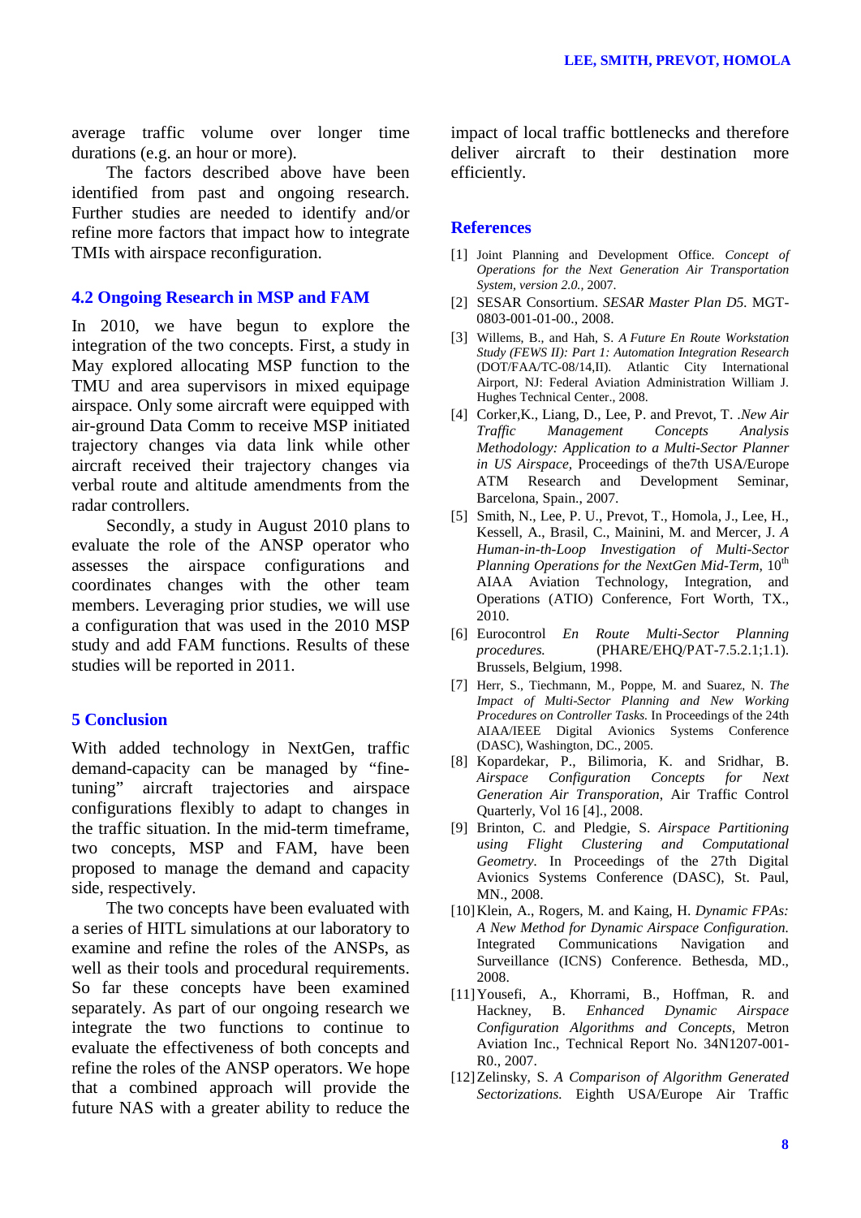average traffic volume over longer time durations (e.g. an hour or more).

The factors described above have been identified from past and ongoing research. Further studies are needed to identify and/or refine more factors that impact how to integrate TMIs with airspace reconfiguration.

## 4.2 Ongoing Research in MSP and FAM

In 2010, we have begun to explore the integration of the two concepts. First, a study in May explored allocating MSP function to the TMU and area supervisors in mixed equipage airspace. Only some aircraft were equipped with air-ground Data Comm to receive MSP initiated trajectory changes via data link while other aircraft received their trajectory changes via verbal route and altitude amendments from the radar controllers.

Secondly, a study in August 2010 plans to evaluate the role of the ANSP operator who assesses the airspace configurations and coordinates changes with the other team members. Leveraging prior studies, we will use a configuration that was used in the 2010 MSP study and add FAM functions. Results of these studies will be reported in 2011.

# 5 Conclusion

With added technology in NextGen, traffic demand-capacity can be managed by "fine-tuning" aircraft trajectories and airspace configurations flexibly to adapt to changes in the traffic situation. In the mid-term timeframe, two concepts, MSP and FAM, have been proposed to manage the demand and capacity side, respectively.

The two concepts have been evaluated with a series of HITL simulations at our laboratory to examine and refine the roles of the ANSPs, as well as their tools and procedural requirements. So far these concepts have been examined separately. As part of our ongoing research we integrate the two functions to continue to evaluate the effectiveness of both concepts and refine the roles of the ANSP operators. We hope that a combined approach will provide the future NAS with a greater ability to reduce the impact of local traffic bottlenecks and therefore deliver aircraft to their destination more efficiently.

# References

[1] Joint Planning and Development Office. *Concept of Operations for the Next Generation Air Transportation System, version 2.0.*, 2007.

[2] SESAR Consortium. *SESAR Master Plan D5.* MGT-0803-001-01-00., 2008.

[3] Willems, B., and Hah, S. *A Future En Route Workstation Study (FEWS II): Part 1: Automation Integration Research* (DOT/FAA/TC-08/14,II). Atlantic City International Airport, NJ: Federal Aviation Administration William J. Hughes Technical Center., 2008.

[4] Corker,K., Liang, D., Lee, P. and Prevot, T. .*New Air Traffic Management Concepts Analysis Methodology: Application to a Multi-Sector Planner in US Airspace,* Proceedings of the7th USA/Europe ATM Research and Development Seminar, Barcelona, Spain., 2007.

[5] Smith, N., Lee, P. U., Prevot, T., Homola, J., Lee, H., Kessell, A., Brasil, C., Mainini, M. and Mercer, J. *A Human-in-the-Loop Investigation of Multi-Sector Planning Operations for the NextGen Mid-Term*, 10th AIAA Aviation Technology, Integration, and Operations (ATIO) Conference, Fort Worth, TX., 2010.

[6] Eurocontrol *En Route Multi-Sector Planning procedures.* (PHARE/EHQ/PAT-7.5.2.1;1.1). Brussels, Belgium, 1998.

[7] Herr, S., Tiechmann, M., Poppe, M. and Suarez, N. *The Impact of Multi-Sector Planning and New Working Procedures on Controller Tasks.* In Proceedings of the 24th AIAA/IEEE Digital Avionics Systems Conference (DASC), Washington, DC., 2005.

[8] Kopardekar, P., Bilimoria, K. and Sridhar, B. *Airspace Configuration Concepts for Next Generation Air Transporation,* Air Traffic Control Quarterly, Vol 16 [4]., 2008.

[9] Brinton, C. and Pledgie, S. *Airspace Partitioning using Flight Clustering and Computational Geometry.* In Proceedings of the 27th Digital Avionics Systems Conference (DASC), St. Paul, MN., 2008.

[10] Klein, A., Rogers, M. and Kaing, H. *Dynamic FPAs: A New Method for Dynamic Airspace Configuration.* Integrated Communications Navigation and Surveillance (ICNS) Conference. Bethesda, MD., 2008.

[11] Yousefi, A., Khorrami, B., Hoffman, R. and Hackney, B. *Enhanced Dynamic Airspace Configuration Algorithms and Concepts,* Metron Aviation Inc., Technical Report No. 34N1207-001-R0., 2007.

[12] Zelinsky, S. *A Comparison of Algorithm Generated Sectorizations.* Eighth USA/Europe Air Traffic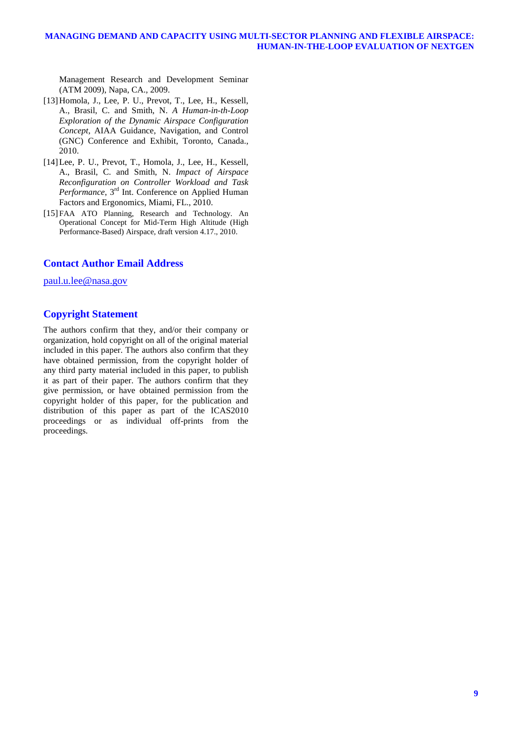Management Research and Development Seminar (ATM 2009), Napa, CA., 2009.

[13] Homola, J., Lee, P. U., Prevot, T., Lee, H., Kessell, A., Brasil, C. and Smith, N. *A Human-in-th-Loop Exploration of the Dynamic Airspace Configuration Concept*, AIAA Guidance, Navigation, and Control (GNC) Conference and Exhibit, Toronto, Canada., 2010.

[14] Lee, P. U., Prevot, T., Homola, J., Lee, H., Kessell, A., Brasil, C. and Smith, N. *Impact of Airspace Reconfiguration on Controller Workload and Task Performance*, 3rd Int. Conference on Applied Human Factors and Ergonomics, Miami, FL., 2010.

[15] FAA ATO Planning, Research and Technology. An Operational Concept for Mid-Term High Altitude (High Performance-Based) Airspace, draft version 4.17., 2010.

## Contact Author Email Address

paul.u.lee@nasa.gov

## Copyright Statement

The authors confirm that they, and/or their company or organization, hold copyright on all of the original material included in this paper. The authors also confirm that they have obtained permission, from the copyright holder of any third party material included in this paper, to publish it as part of their paper. The authors confirm that they give permission, or have obtained permission from the copyright holder of this paper, for the publication and distribution of this paper as part of the ICAS2010 proceedings or as individual off-prints from the proceedings.